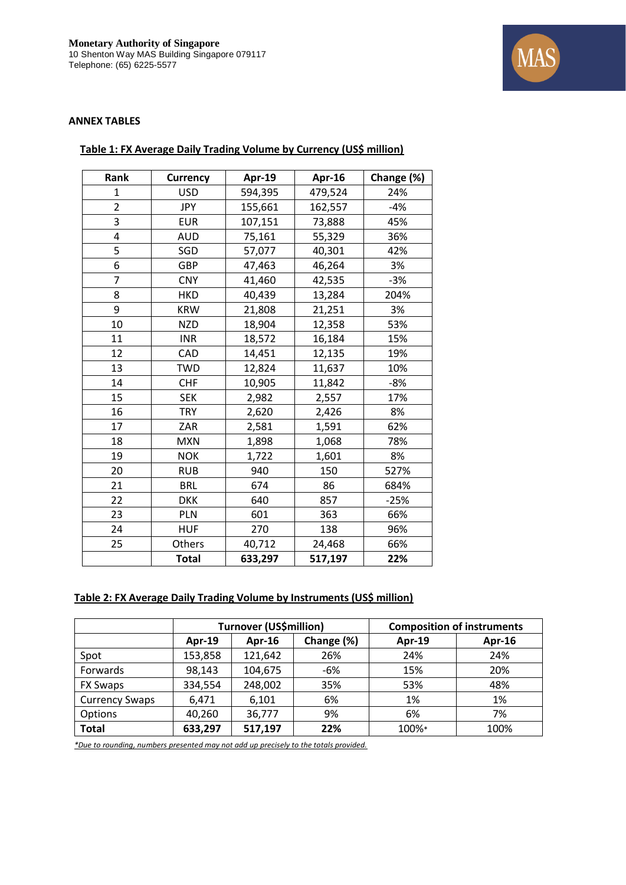**Monetary Authority of Singapore**
10 Shenton Way MAS Building Singapore 079117
Telephone: (65) 6225-5577

## ANNEX TABLES

### Table 1: FX Average Daily Trading Volume by Currency (US$ million)

| Rank | Currency | Apr-19 | Apr-16 | Change (%) |
|---|---|---|---|---|
| 1 | USD | 594,395 | 479,524 | 24% |
| 2 | JPY | 155,661 | 162,557 | -4% |
| 3 | EUR | 107,151 | 73,888 | 45% |
| 4 | AUD | 75,161 | 55,329 | 36% |
| 5 | SGD | 57,077 | 40,301 | 42% |
| 6 | GBP | 47,463 | 46,264 | 3% |
| 7 | CNY | 41,460 | 42,535 | -3% |
| 8 | HKD | 40,439 | 13,284 | 204% |
| 9 | KRW | 21,808 | 21,251 | 3% |
| 10 | NZD | 18,904 | 12,358 | 53% |
| 11 | INR | 18,572 | 16,184 | 15% |
| 12 | CAD | 14,451 | 12,135 | 19% |
| 13 | TWD | 12,824 | 11,637 | 10% |
| 14 | CHF | 10,905 | 11,842 | -8% |
| 15 | SEK | 2,982 | 2,557 | 17% |
| 16 | TRY | 2,620 | 2,426 | 8% |
| 17 | ZAR | 2,581 | 1,591 | 62% |
| 18 | MXN | 1,898 | 1,068 | 78% |
| 19 | NOK | 1,722 | 1,601 | 8% |
| 20 | RUB | 940 | 150 | 527% |
| 21 | BRL | 674 | 86 | 684% |
| 22 | DKK | 640 | 857 | -25% |
| 23 | PLN | 601 | 363 | 66% |
| 24 | HUF | 270 | 138 | 96% |
| 25 | Others | 40,712 | 24,468 | 66% |
| | **Total** | **633,297** | **517,197** | **22%** |

### Table 2: FX Average Daily Trading Volume by Instruments (US$ million)

| | Turnover (US$million) | | | Composition of instruments | |
|---|---|---|---|---|---|
| | Apr-19 | Apr-16 | Change (%) | Apr-19 | Apr-16 |
| Spot | 153,858 | 121,642 | 26% | 24% | 24% |
| Forwards | 98,143 | 104,675 | -6% | 15% | 20% |
| FX Swaps | 334,554 | 248,002 | 35% | 53% | 48% |
| Currency Swaps | 6,471 | 6,101 | 6% | 1% | 1% |
| Options | 40,260 | 36,777 | 9% | 6% | 7% |
| **Total** | **633,297** | **517,197** | **22%** | 100%* | 100% |

*\*Due to rounding, numbers presented may not add up precisely to the totals provided.*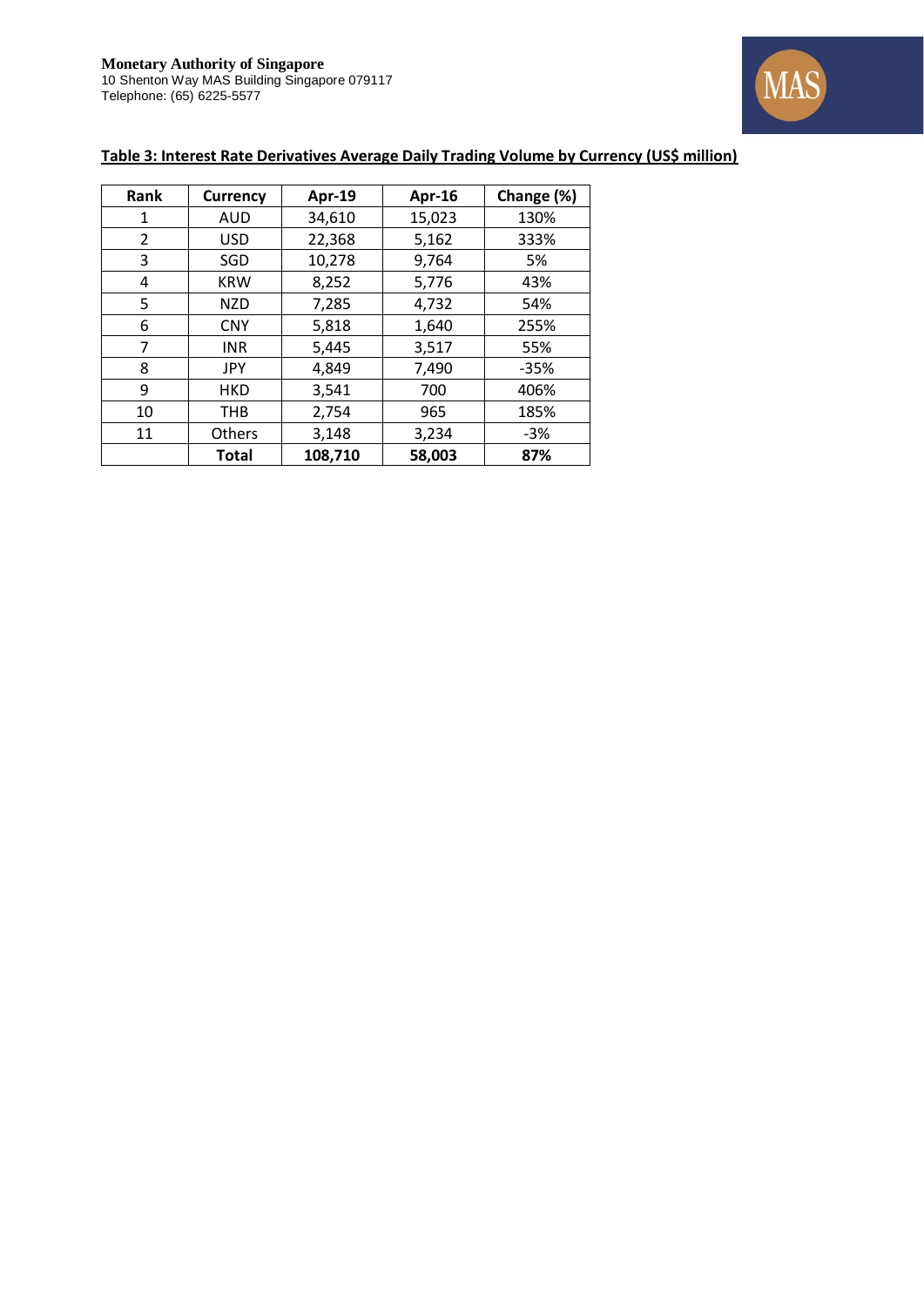**Monetary Authority of Singapore**
10 Shenton Way MAS Building Singapore 079117
Telephone: (65) 6225-5577

## Table 3: Interest Rate Derivatives Average Daily Trading Volume by Currency (US$ million)

| Rank | Currency | Apr-19 | Apr-16 | Change (%) |
|---|---|---|---|---|
| 1 | AUD | 34,610 | 15,023 | 130% |
| 2 | USD | 22,368 | 5,162 | 333% |
| 3 | SGD | 10,278 | 9,764 | 5% |
| 4 | KRW | 8,252 | 5,776 | 43% |
| 5 | NZD | 7,285 | 4,732 | 54% |
| 6 | CNY | 5,818 | 1,640 | 255% |
| 7 | INR | 5,445 | 3,517 | 55% |
| 8 | JPY | 4,849 | 7,490 | -35% |
| 9 | HKD | 3,541 | 700 | 406% |
| 10 | THB | 2,754 | 965 | 185% |
| 11 | Others | 3,148 | 3,234 | -3% |
| | **Total** | **108,710** | **58,003** | **87%** |